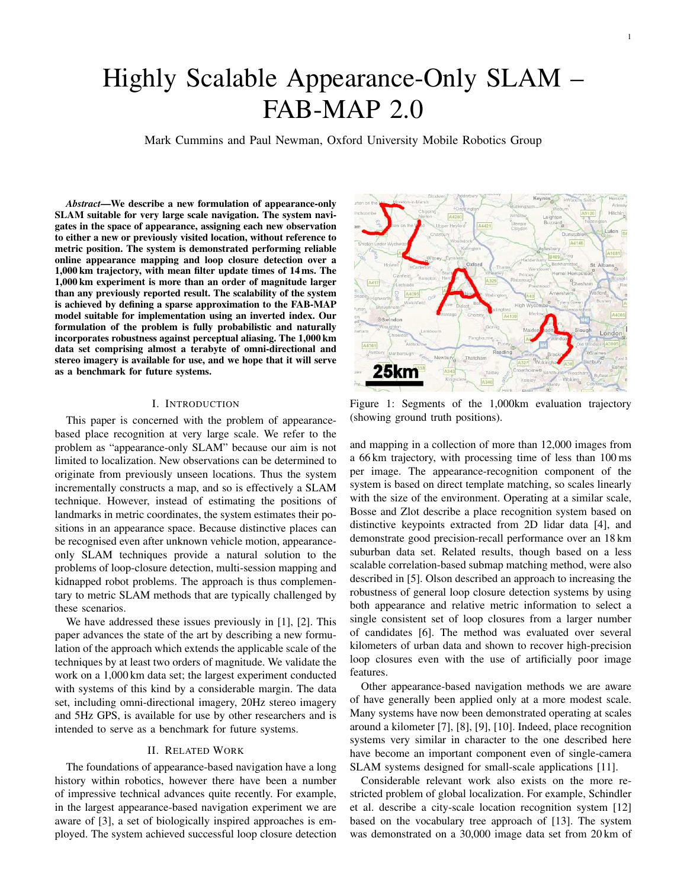# Highly Scalable Appearance-Only SLAM – FAB-MAP 2.0

Mark Cummins and Paul Newman, Oxford University Mobile Robotics Group

***Abstract*—We describe a new formulation of appearance-only SLAM suitable for very large scale navigation. The system navigates in the space of appearance, assigning each new observation to either a new or previously visited location, without reference to metric position. The system is demonstrated performing reliable online appearance mapping and loop closure detection over a 1,000 km trajectory, with mean filter update times of 14 ms. The 1,000 km experiment is more than an order of magnitude larger than any previously reported result. The scalability of the system is achieved by defining a sparse approximation to the FAB-MAP model suitable for implementation using an inverted index. Our formulation of the problem is fully probabilistic and naturally incorporates robustness against perceptual aliasing. The 1,000 km data set comprising almost a terabyte of omni-directional and stereo imagery is available for use, and we hope that it will serve as a benchmark for future systems.**

## I. Introduction

This paper is concerned with the problem of appearance-based place recognition at very large scale. We refer to the problem as "appearance-only SLAM" because our aim is not limited to localization. New observations can be determined to originate from previously unseen locations. Thus the system incrementally constructs a map, and so is effectively a SLAM technique. However, instead of estimating the positions of landmarks in metric coordinates, the system estimates their positions in an appearance space. Because distinctive places can be recognised even after unknown vehicle motion, appearance-only SLAM techniques provide a natural solution to the problems of loop-closure detection, multi-session mapping and kidnapped robot problems. The approach is thus complementary to metric SLAM methods that are typically challenged by these scenarios.

We have addressed these issues previously in [1], [2]. This paper advances the state of the art by describing a new formulation of the approach which extends the applicable scale of the techniques by at least two orders of magnitude. We validate the work on a 1,000 km data set; the largest experiment conducted with systems of this kind by a considerable margin. The data set, including omni-directional imagery, 20Hz stereo imagery and 5Hz GPS, is available for other researchers and is intended to serve as a benchmark for future systems.

## II. Related Work

The foundations of appearance-based navigation have a long history within robotics, however there have been a number of impressive technical advances quite recently. For example, in the largest appearance-based navigation experiment we are aware of [3], a set of biologically inspired approaches is employed. The system achieved successful loop closure detection and mapping in a collection of more than 12,000 images from a 66 km trajectory, with processing time of less than 100 ms per image. The appearance-recognition component of the system is based on direct template matching, so scales linearly with the size of the environment. Operating at a similar scale, Bosse and Zlot describe a place recognition system based on distinctive keypoints extracted from 2D lidar data [4], and demonstrate good precision-recall performance over an 18 km suburban data set. Related results, though based on a less scalable correlation-based submap matching method, were also described in [5]. Olson described an approach to increasing the robustness of general loop closure detection systems by using both appearance and relative metric information to select a single consistent set of loop closures from a larger number of candidates [6]. The method was evaluated over several kilometers of urban data and shown to recover high-precision loop closures even with the use of artificially poor image features.

Figure 1: Segments of the 1,000km evaluation trajectory (showing ground truth positions).

Other appearance-based navigation methods we are aware of have generally been applied only at a more modest scale. Many systems have now been demonstrated operating at scales around a kilometer [7], [8], [9], [10]. Indeed, place recognition systems very similar in character to the one described here have become an important component even of single-camera SLAM systems designed for small-scale applications [11].

Considerable relevant work also exists on the more restricted problem of global localization. For example, Schindler et al. describe a city-scale location recognition system [12] based on the vocabulary tree approach of [13]. The system was demonstrated on a 30,000 image data set from 20 km of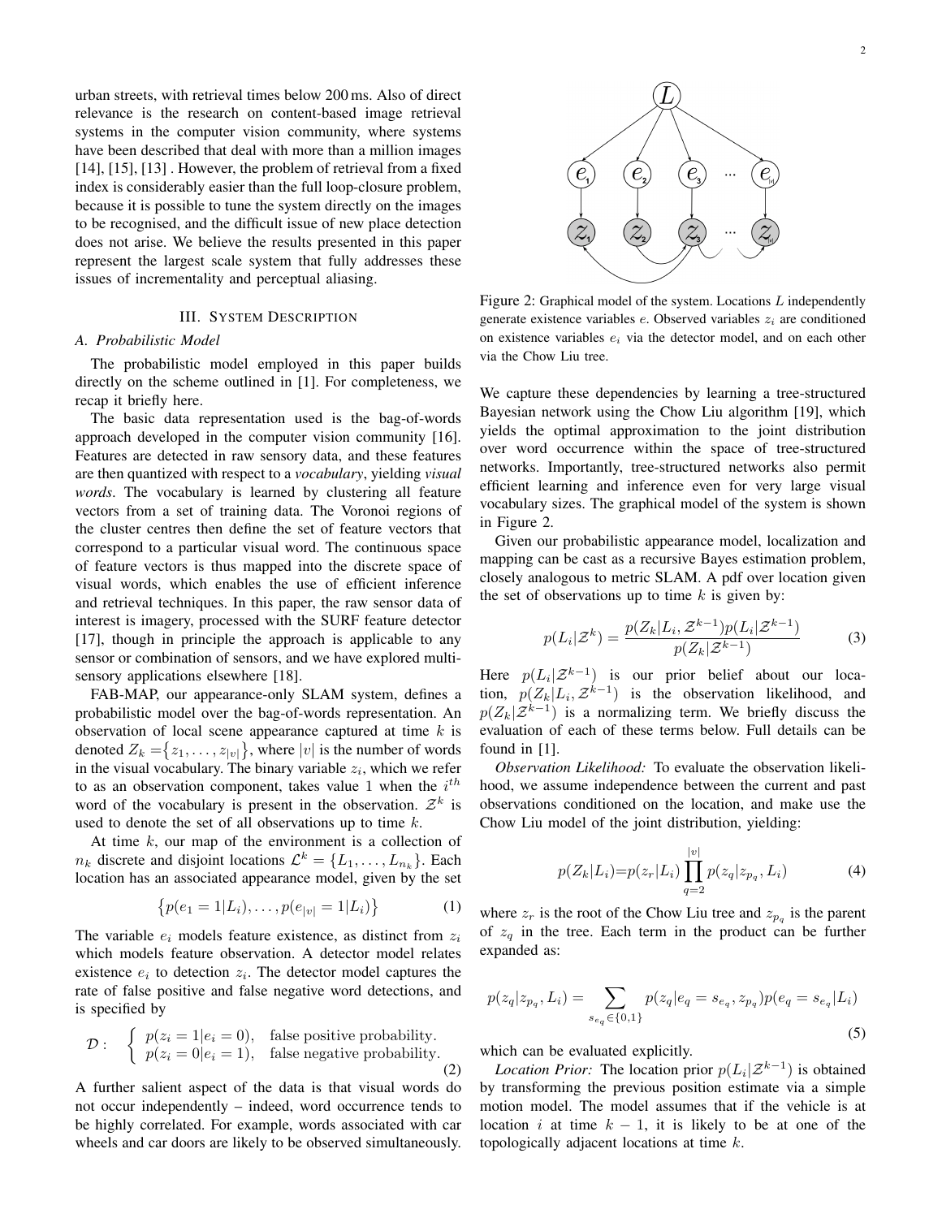urban streets, with retrieval times below 200 ms. Also of direct relevance is the research on content-based image retrieval systems in the computer vision community, where systems have been described that deal with more than a million images [14], [15], [13] . However, the problem of retrieval from a fixed index is considerably easier than the full loop-closure problem, because it is possible to tune the system directly on the images to be recognised, and the difficult issue of new place detection does not arise. We believe the results presented in this paper represent the largest scale system that fully addresses these issues of incrementality and perceptual aliasing.

## III. System Description

### A. Probabilistic Model

The probabilistic model employed in this paper builds directly on the scheme outlined in [1]. For completeness, we recap it briefly here.

The basic data representation used is the bag-of-words approach developed in the computer vision community [16]. Features are detected in raw sensor data, and these features are then quantized with respect to a *vocabulary*, yielding *visual words*. The vocabulary is learned by clustering all feature vectors from a set of training data. The Voronoi regions of the cluster centres then define the set of feature vectors that correspond to a particular visual word. The continuous space of feature vectors is thus mapped into the discrete space of visual words, which enables the use of efficient inference and retrieval techniques. In this paper, the raw sensor data of interest is imagery, processed with the SURF feature detector [17], though in principle the approach is applicable to any sensor or combination of sensors, and we have explored multi-sensory applications elsewhere [18].

FAB-MAP, our appearance-only SLAM system, defines a probabilistic model over the bag-of-words representation. An observation of local scene appearance captured at time $k$ is denoted $Z_k = \{z_1, \ldots, z_{|v|}\}$, where $|v|$ is the number of words in the visual vocabulary. The binary variable $z_i$, which we refer to as an observation component, takes value 1 when the $i^{th}$ word of the vocabulary is present in the observation. $\mathcal{Z}^k$ is used to denote the set of all observations up to time $k$.

At time $k$, our map of the environment is a collection of $n_k$ discrete and disjoint locations $\mathcal{L}^k = \{L_1, \ldots, L_{n_k}\}$. Each location has an associated appearance model, given by the set

$$\{p(e_1 = 1|L_i), \ldots, p(e_{|v|} = 1|L_i)\} \tag{1}$$

The variable $e_i$ models feature existence, as distinct from $z_i$ which models feature observation. A detector model relates existence $e_i$ to detection $z_i$. The detector model captures the rate of false positive and false negative word detections, and is specified by

$$\mathcal{D}: \quad \begin{cases} p(z_i = 1|e_i = 0), & \text{false positive probability.} \\ p(z_i = 0|e_i = 1), & \text{false negative probability.} \end{cases} \tag{2}$$

A further salient aspect of the data is that visual words do not occur independently – indeed, word occurrence tends to be highly correlated. For example, words associated with car wheels and car doors are likely to be observed simultaneously.

Figure 2: Graphical model of the system. Locations $L$ independently generate existence variables $e$. Observed variables $z_i$ are conditioned on existence variables $e_i$ via the detector model, and on each other via the Chow Liu tree.

We capture these dependencies by learning a tree-structured Bayesian network using the Chow Liu algorithm [19], which yields the optimal approximation to the joint distribution over word occurrence within the space of tree-structured networks. Importantly, tree-structured networks also permit efficient learning and inference even for very large visual vocabulary sizes. The graphical model of the system is shown in Figure 2.

Given our probabilistic appearance model, localization and mapping can be cast as a recursive Bayes estimation problem, closely analogous to metric SLAM. A pdf over location given the set of observations up to time $k$ is given by:

$$p(L_i|\mathcal{Z}^k) = \frac{p(Z_k|L_i, \mathcal{Z}^{k-1})p(L_i|\mathcal{Z}^{k-1})}{p(Z_k|\mathcal{Z}^{k-1})} \tag{3}$$

Here $p(L_i|\mathcal{Z}^{k-1})$ is our prior belief about our location, $p(Z_k|L_i, \mathcal{Z}^{k-1})$ is the observation likelihood, and $p(Z_k|\mathcal{Z}^{k-1})$ is a normalizing term. We briefly discuss the evaluation of each of these terms below. Full details can be found in [1].

*Observation Likelihood:* To evaluate the observation likelihood, we assume independence between the current and past observations conditioned on the location, and make use the Chow Liu model of the joint distribution, yielding:

$$p(Z_k|L_i) = p(z_r|L_i) \prod_{q=2}^{|v|} p(z_q|z_{p_q}, L_i) \tag{4}$$

where $z_r$ is the root of the Chow Liu tree and $z_{p_q}$ is the parent of $z_q$ in the tree. Each term in the product can be further expanded as:

$$p(z_q|z_{p_q}, L_i) = \sum_{s_{e_q} \in \{0,1\}} p(z_q|e_q = s_{e_q}, z_{p_q}) p(e_q = s_{e_q}|L_i) \tag{5}$$

which can be evaluated explicitly.

*Location Prior:* The location prior $p(L_i|\mathcal{Z}^{k-1})$ is obtained by transforming the previous position estimate via a simple motion model. The model assumes that if the vehicle is at location $i$ at time $k-1$, it is likely to be at one of the topologically adjacent locations at time $k$.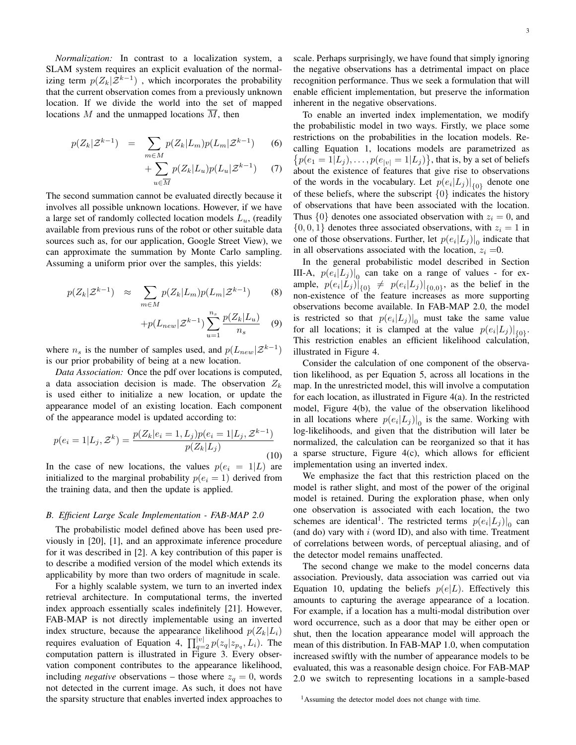*Normalization:* In contrast to a localization system, a SLAM system requires an explicit evaluation of the normalizing term $p(Z_k|\mathcal{Z}^{k-1})$ , which incorporates the probability that the current observation comes from a previously unknown location. If we divide the world into the set of mapped locations $M$ and the unmapped locations $\overline{M}$, then

$$p(Z_k|\mathcal{Z}^{k-1}) = \sum_{m \in M} p(Z_k|L_m) p(L_m|\mathcal{Z}^{k-1}) \quad (6)$$

$$+ \sum_{u \in \overline{M}} p(Z_k|L_u) p(L_u|\mathcal{Z}^{k-1}) \quad (7)$$

The second summation cannot be evaluated directly because it involves all possible unknown locations. However, if we have a large set of randomly collected location models $L_u$, (readily available from previous runs of the robot or other suitable data sources such as, for our application, Google Street View), we can approximate the summation by Monte Carlo sampling. Assuming a uniform prior over the samples, this yields:

$$p(Z_k|\mathcal{Z}^{k-1}) \approx \sum_{m \in M} p(Z_k|L_m) p(L_m|\mathcal{Z}^{k-1}) \quad (8)$$

$$+ p(L_{new}|\mathcal{Z}^{k-1}) \sum_{u=1}^{n_s} \frac{p(Z_k|L_u)}{n_s} \quad (9)$$

where $n_s$ is the number of samples used, and $p(L_{new}|\mathcal{Z}^{k-1})$ is our prior probability of being at a new location.

*Data Association:* Once the pdf over locations is computed, a data association decision is made. The observation $Z_k$ is used either to initialize a new location, or update the appearance model of an existing location. Each component of the appearance model is updated according to:

$$p(e_i = 1|L_j, \mathcal{Z}^k) = \frac{p(Z_k|e_i = 1, L_j) p(e_i = 1|L_j, \mathcal{Z}^{k-1})}{p(Z_k|L_j)} \quad (10)$$

In the case of new locations, the values $p(e_i = 1|L)$ are initialized to the marginal probability $p(e_i = 1)$ derived from the training data, and then the update is applied.

### B. Efficient Large Scale Implementation - FAB-MAP 2.0

The probabilistic model defined above has been used previously in [20], [1], and an approximate inference procedure for it was described in [2]. A key contribution of this paper is to describe a modified version of the model which extends its applicability by more than two orders of magnitude in scale.

For a highly scalable system, we turn to an inverted index retrieval architecture. In computational terms, the inverted index approach essentially scales indefinitely [21]. However, FAB-MAP is not directly implementable using an inverted index structure, because the appearance likelihood $p(Z_k|L_i)$ requires evaluation of Equation 4, $\prod_{q=2}^{|v|} p(z_q|z_{p_q}, L_i)$. The computation pattern is illustrated in Figure 3. Every observation component contributes to the appearance likelihood, including *negative* observations – those where $z_q = 0$, words not detected in the current image. As such, it does not have the sparsity structure that enables inverted index approaches to scale. Perhaps surprisingly, we have found that simply ignoring the negative observations has a detrimental impact on place recognition performance. Thus we seek a formulation that will enable efficient implementation, but preserve the information inherent in the negative observations.

To enable an inverted index implementation, we modify the probabilistic model in two ways. Firstly, we place some restrictions on the probabilities in the location models. Recalling Equation 1, locations models are parametrized as $\{p(e_1 = 1|L_j), \ldots, p(e_{|v|} = 1|L_j)\}$, that is, by a set of beliefs about the existence of features that give rise to observations of the words in the vocabulary. Let $p(e_i|L_j)|_{\{0\}}$ denote one of these beliefs, where the subscript $\{0\}$ indicates the history of observations that have been associated with the location. Thus $\{0\}$ denotes one associated observation with $z_i = 0$, and $\{0, 0, 1\}$ denotes three associated observations, with $z_i = 1$ in one of those observations. Further, let $p(e_i|L_j)|_0$ indicate that in all observations associated with the location, $z_i = 0$.

In the general probabilistic model described in Section III-A, $p(e_i|L_j)|_0$ can take on a range of values - for example, $p(e_i|L_j)|_{\{0\}} \neq p(e_i|L_j)|_{\{0,0\}}$, as the belief in the non-existence of the feature increases as more supporting observations become available. In FAB-MAP 2.0, the model is restricted so that $p(e_i|L_j)|_0$ must take the same value for all locations; it is clamped at the value $p(e_i|L_j)|_{\{0\}}$. This restriction enables an efficient likelihood calculation, illustrated in Figure 4.

Consider the calculation of one component of the observation likelihood, as per Equation 5, across all locations in the map. In the unrestricted model, this will involve a computation for each location, as illustrated in Figure 4(a). In the restricted model, Figure 4(b), the value of the observation likelihood in all locations where $p(e_i|L_j)|_0$ is the same. Working with log-likelihoods, and given that the distribution will later be normalized, the calculation can be reorganized so that it has a sparse structure, Figure 4(c), which allows for efficient implementation using an inverted index.

We emphasize the fact that this restriction placed on the model is rather slight, and most of the power of the original model is retained. During the exploration phase, when only one observation is associated with each location, the two schemes are identical[1]. The restricted terms $p(e_i|L_j)|_0$ can (and do) vary with $i$ (word ID), and also with time. Treatment of correlations between words, of perceptual aliasing, and of the detector model remains unaffected.

The second change we make to the model concerns data association. Previously, data association was carried out via Equation 10, updating the beliefs $p(e|L)$. Effectively this amounts to capturing the average appearance of a location. For example, if a location has a multi-modal distribution over word occurrence, such as a door that may be either open or shut, then the location appearance model will approach the mean of this distribution. In FAB-MAP 1.0, when computation increased swiftly with the number of appearance models to be evaluated, this was a reasonable design choice. For FAB-MAP 2.0 we switch to representing locations in a sample-based

[1] Assuming the detector model does not change with time.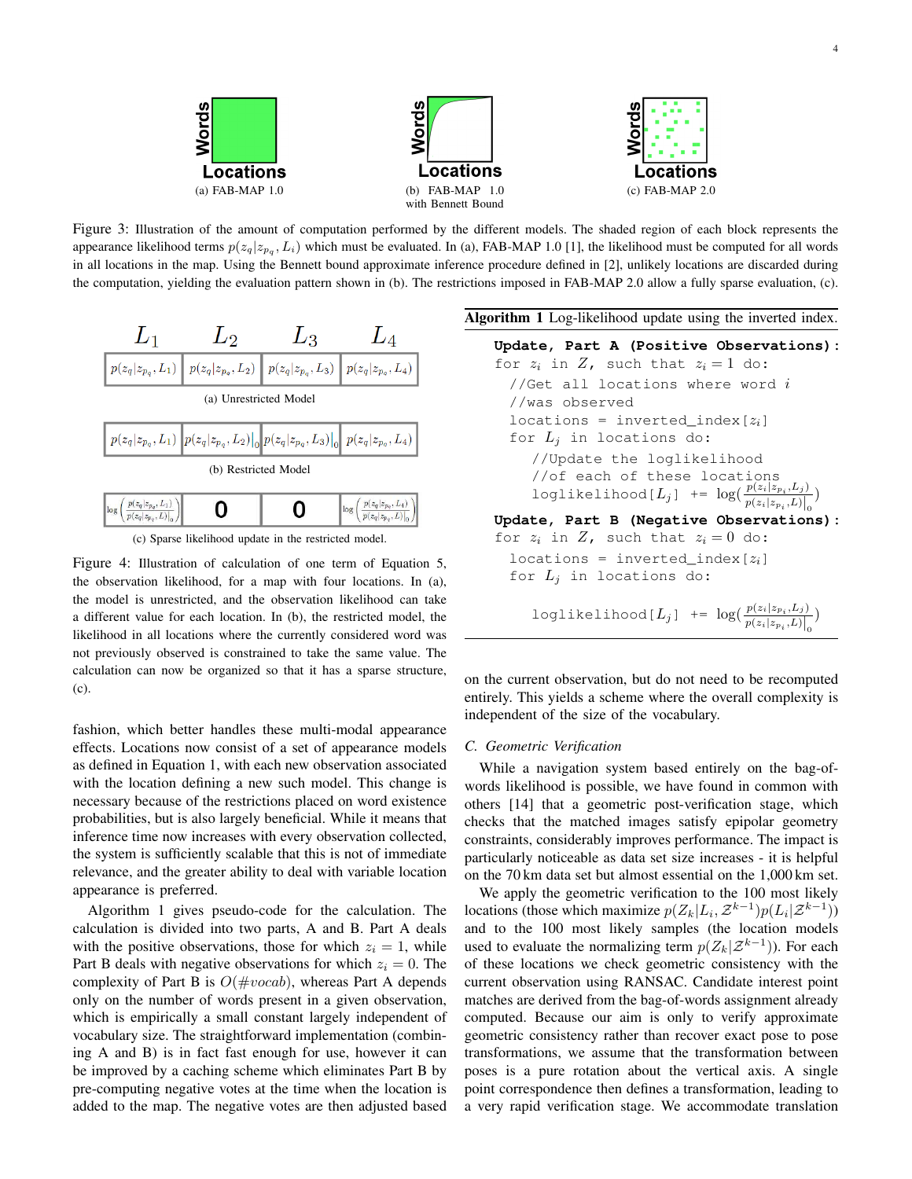Words

Locations

(a) FAB-MAP 1.0

Words

Locations

(b) FAB-MAP 1.0 with Bennett Bound

Words

Locations

(c) FAB-MAP 2.0

Figure 3: Illustration of the amount of computation performed by the different models. The shaded region of each block represents the appearance likelihood terms $p(z_q|z_{p_q}, L_i)$ which must be evaluated. In (a), FAB-MAP 1.0 [1], the likelihood must be computed for all words in all locations in the map. Using the Bennett bound approximate inference procedure defined in [2], unlikely locations are discarded during the computation, yielding the evaluation pattern shown in (b). The restrictions imposed in FAB-MAP 2.0 allow a fully sparse evaluation, (c).

| $L_1$ | $L_2$ | $L_3$ | $L_4$ |
|---|---|---|---|
| $p(z_q\|z_{p_q}, L_1)$ | $p(z_q\|z_{p_q}, L_2)$ | $p(z_q\|z_{p_q}, L_3)$ | $p(z_q\|z_{p_q}, L_4)$ |

(a) Unrestricted Model

| | | | |
|---|---|---|---|
| $p(z_q\|z_{p_q}, L_1)$ | $p(z_q\|z_{p_q}, L_2)\|_0$ | $p(z_q\|z_{p_q}, L_3)\|_0$ | $p(z_q\|z_{p_q}, L_4)$ |

(b) Restricted Model

| | | | |
|---|---|---|---|
| $\log\left(\frac{p(z_q\|z_{p_q}, L_1)}{p(z_q\|z_{p_q}, L)\|_0}\right)$ | 0 | 0 | $\log\left(\frac{p(z_q\|z_{p_q}, L_4)}{p(z_q\|z_{p_q}, L)\|_0}\right)$ |

(c) Sparse likelihood update in the restricted model.

Figure 4: Illustration of calculation of one term of Equation 5, the observation likelihood, for a map with four locations. In (a), the model is unrestricted, and the observation likelihood can take a different value for each location. In (b), the restricted model, the likelihood in all locations where the currently considered word was not previously observed is constrained to take the same value. The calculation can now be organized so that it has a sparse structure, (c).

fashion, which better handles these multi-modal appearance effects. Locations now consist of a set of appearance models as defined in Equation 1, with each new observation associated with the location defining a new such model. This change is necessary because of the restrictions placed on word existence probabilities, but is also largely beneficial. While it means that inference time now increases with every observation collected, the system is sufficiently scalable that this is not of immediate relevance, and the greater ability to deal with variable location appearance is preferred.

Algorithm 1 gives pseudo-code for the calculation. The calculation is divided into two parts, A and B. Part A deals with the positive observations, those for which $z_i = 1$, while Part B deals with negative observations for which $z_i = 0$. The complexity of Part B is $O(\#vocab)$, whereas Part A depends only on the number of words present in a given observation, which is empirically a small constant largely independent of vocabulary size. The straightforward implementation (combining A and B) is in fact fast enough for use, however it can be improved by a caching scheme which eliminates Part B by pre-computing negative votes at the time when the location is added to the map. The negative votes are then adjusted based

**Algorithm 1** Log-likelihood update using the inverted index.

```
Update, Part A (Positive Observations):
for z_i in Z, such that z_i = 1 do:
  //Get all locations where word i
  //was observed
  locations = inverted_index[z_i]
  for L_j in locations do:
    //Update the loglikelihood
    //of each of these locations
    loglikelihood[L_j] += log( p(z_i|z_{p_i}, L_j) / p(z_i|z_{p_i}, L)|_0 )
Update, Part B (Negative Observations):
for z_i in Z, such that z_i = 0 do:
  locations = inverted_index[z_i]
  for L_j in locations do:

    loglikelihood[L_j] += log( p(z_i|z_{p_i}, L_j) / p(z_i|z_{p_i}, L)|_0 )
```

on the current observation, but do not need to be recomputed entirely. This yields a scheme where the overall complexity is independent of the size of the vocabulary.

### C. Geometric Verification

While a navigation system based entirely on the bag-of-words likelihood is possible, we have found in common with others [14] that a geometric post-verification stage, which checks that the matched images satisfy epipolar geometry constraints, considerably improves performance. The impact is particularly noticeable as data set size increases - it is helpful on the 70 km data set but almost essential on the 1,000 km set.

We apply the geometric verification to the 100 most likely locations (those which maximize $p(Z_k|L_i, \mathcal{Z}^{k-1})p(L_i|\mathcal{Z}^{k-1})$) and to the 100 most likely samples (the location models used to evaluate the normalizing term $p(Z_k|\mathcal{Z}^{k-1})$). For each of these locations we check geometric consistency with the current observation using RANSAC. Candidate interest point matches are derived from the bag-of-words assignment already computed. Because our aim is only to verify approximate geometric consistency rather than recover exact pose to pose transformations, we assume that the transformation between poses is a pure rotation about the vertical axis. A single point correspondence then defines a transformation, leading to a very rapid verification stage. We accommodate translation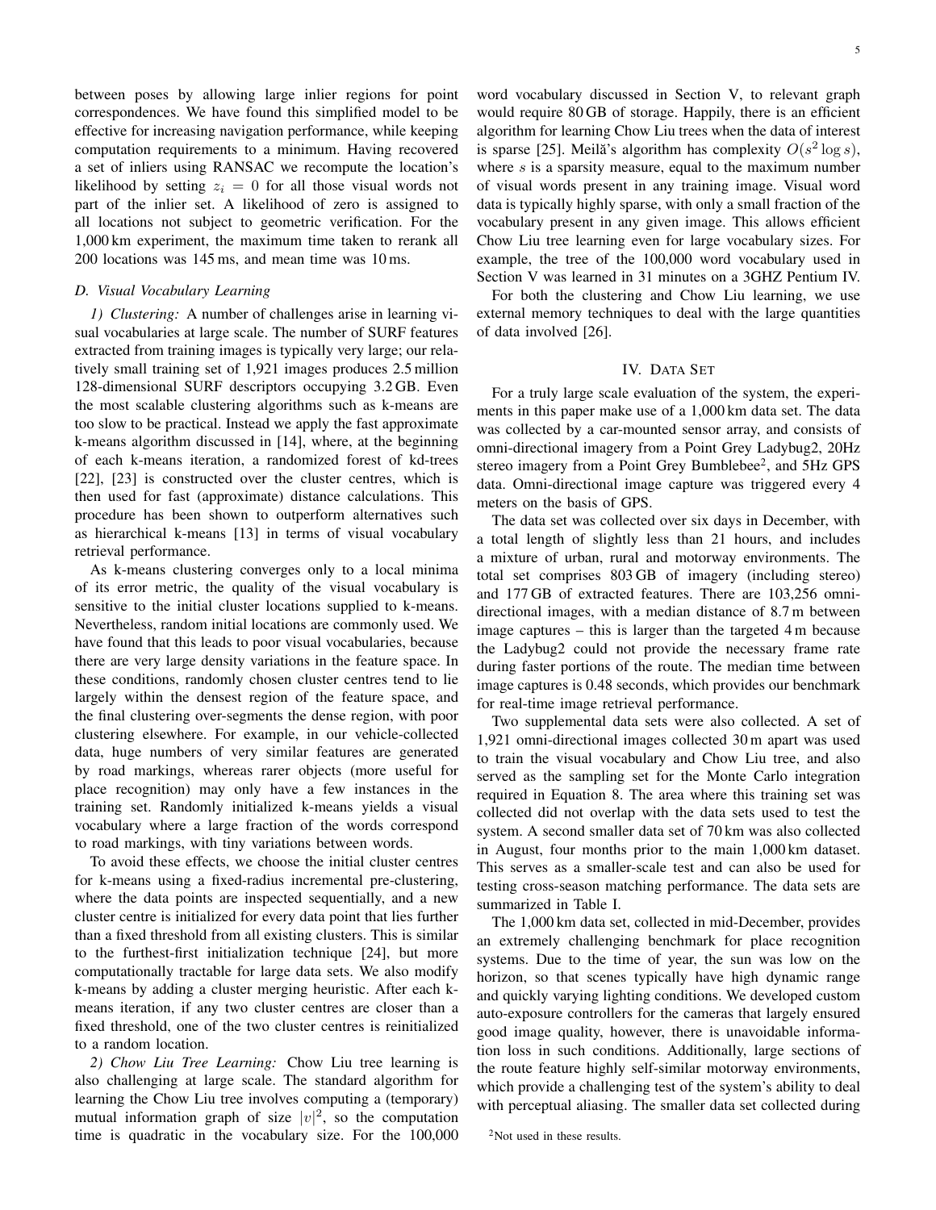between poses by allowing large inlier regions for point correspondences. We have found this simplified model to be effective for increasing navigation performance, while keeping computation requirements to a minimum. Having recovered a set of inliers using RANSAC we recompute the location's likelihood by setting $z_i = 0$ for all those visual words not part of the inlier set. A likelihood of zero is assigned to all locations not subject to geometric verification. For the 1,000 km experiment, the maximum time taken to rerank all 200 locations was 145 ms, and mean time was 10 ms.

### D. Visual Vocabulary Learning

*1) Clustering:* A number of challenges arise in learning visual vocabularies at large scale. The number of SURF features extracted from training images is typically very large; our relatively small training set of 1,921 images produces 2.5 million 128-dimensional SURF descriptors occupying 3.2 GB. Even the most scalable clustering algorithms such as k-means are too slow to be practical. Instead we apply the fast approximate k-means algorithm discussed in [14], where, at the beginning of each k-means iteration, a randomized forest of kd-trees [22], [23] is constructed over the cluster centres, which is then used for fast (approximate) distance calculations. This procedure has been shown to outperform alternatives such as hierarchical k-means [13] in terms of visual vocabulary retrieval performance.

As k-means clustering converges only to a local minima of its error metric, the quality of the visual vocabulary is sensitive to the initial cluster locations supplied to k-means. Nevertheless, random initial locations are commonly used. We have found that this leads to poor visual vocabularies, because there are very large density variations in the feature space. In these conditions, randomly chosen cluster centres tend to lie largely within the densest region of the feature space, and the final clustering over-segments the dense region, with poor clustering elsewhere. For example, in our vehicle-collected data, huge numbers of very similar features are generated by road markings, whereas rarer objects (more useful for place recognition) may only have a few instances in the training set. Randomly initialized k-means yields a visual vocabulary where a large fraction of the words correspond to road markings, with tiny variations between words.

To avoid these effects, we choose the initial cluster centres for k-means using a fixed-radius incremental pre-clustering, where the data points are inspected sequentially, and a new cluster centre is initialized for every data point that lies further than a fixed threshold from all existing clusters. This is similar to the furthest-first initialization technique [24], but more computationally tractable for large data sets. We also modify k-means by adding a cluster merging heuristic. After each k-means iteration, if any two cluster centres are closer than a fixed threshold, one of the two cluster centres is reinitialized to a random location.

*2) Chow Liu Tree Learning:* Chow Liu tree learning is also challenging at large scale. The standard algorithm for learning the Chow Liu tree involves computing a (temporary) mutual information graph of size $|v|^2$, so the computation time is quadratic in the vocabulary size. For the 100,000 word vocabulary discussed in Section V, to relevant graph would require 80 GB of storage. Happily, there is an efficient algorithm for learning Chow Liu trees when the data of interest is sparse [25]. Meilă's algorithm has complexity $O(s^2 \log s)$, where $s$ is a sparsity measure, equal to the maximum number of visual words present in any training image. Visual word data is typically highly sparse, with only a small fraction of the vocabulary present in any given image. This allows efficient Chow Liu tree learning even for large vocabulary sizes. For example, the tree of the 100,000 word vocabulary used in Section V was learned in 31 minutes on a 3GHZ Pentium IV.

For both the clustering and Chow Liu learning, we use external memory techniques to deal with the large quantities of data involved [26].

## IV. Data Set

For a truly large scale evaluation of the system, the experiments in this paper make use of a 1,000 km data set. The data was collected by a car-mounted sensor array, and consists of omni-directional imagery from a Point Grey Ladybug2, 20Hz stereo imagery from a Point Grey Bumblebee[2], and 5Hz GPS data. Omni-directional image capture was triggered every 4 meters on the basis of GPS.

The data set was collected over six days in December, with a total length of slightly less than 21 hours, and includes a mixture of urban, rural and motorway environments. The total set comprises 803 GB of imagery (including stereo) and 177 GB of extracted features. There are 103,256 omni-directional images, with a median distance of 8.7 m between image captures – this is larger than the targeted 4 m because the Ladybug2 could not provide the necessary frame rate during faster portions of the route. The median time between image captures is 0.48 seconds, which provides our benchmark for real-time image retrieval performance.

Two supplemental data sets were also collected. A set of 1,921 omni-directional images collected 30 m apart was used to train the visual vocabulary and Chow Liu tree, and also served as the sampling set for the Monte Carlo integration required in Equation 8. The area where this training set was collected did not overlap with the data sets used to test the system. A second smaller data set of 70 km was also collected in August, four months prior to the main 1,000 km dataset. This serves as a smaller-scale test and can also be used for testing cross-season matching performance. The data sets are summarized in Table I.

The 1,000 km data set, collected in mid-December, provides an extremely challenging benchmark for place recognition systems. Due to the time of year, the sun was low on the horizon, so that scenes typically have high dynamic range and quickly varying lighting conditions. We developed custom auto-exposure controllers for the cameras that largely ensured good image quality, however, there is unavoidable information loss in such conditions. Additionally, large sections of the route feature highly self-similar motorway environments, which provide a challenging test of the system's ability to deal with perceptual aliasing. The smaller data set collected during

[2] Not used in these results.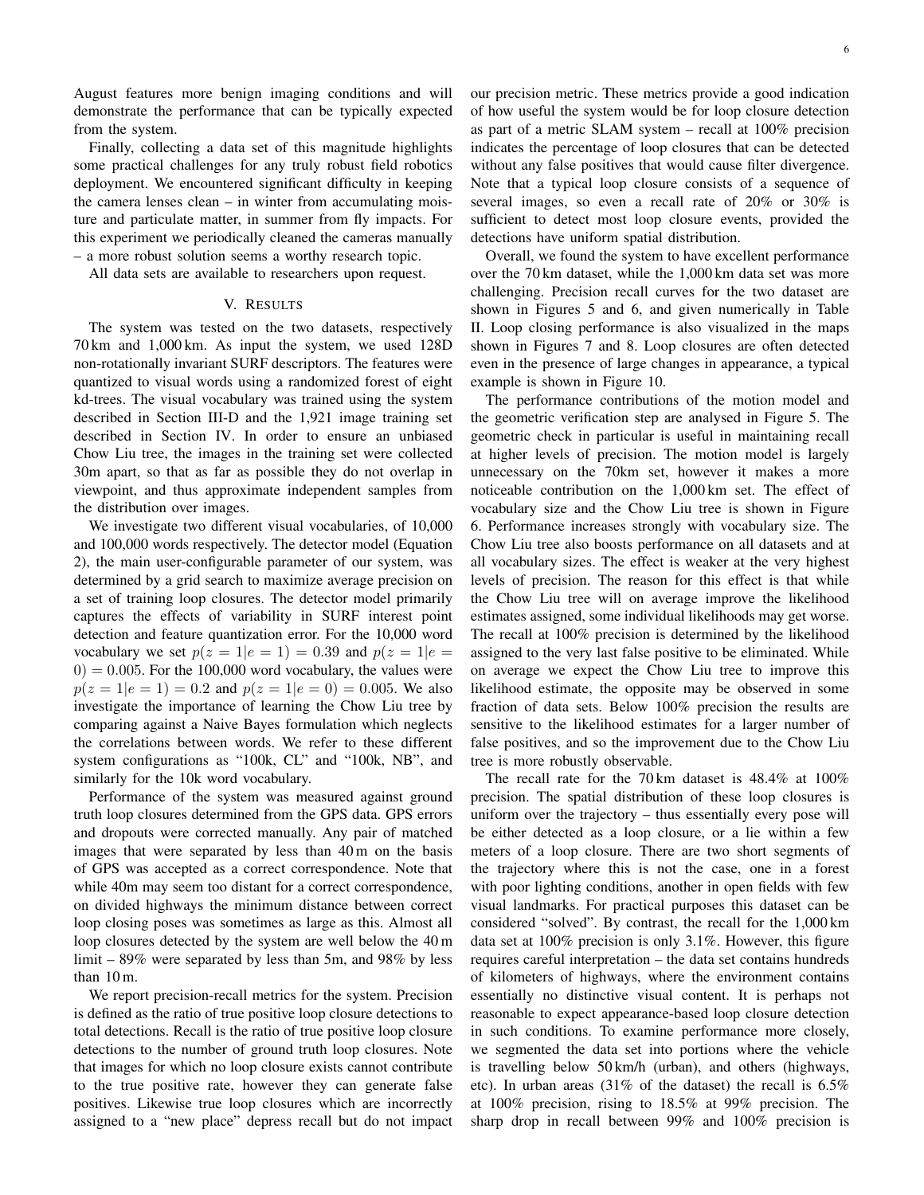August features more benign imaging conditions and will demonstrate the performance that can be typically expected from the system.

Finally, collecting a data set of this magnitude highlights some practical challenges for any truly robust field robotics deployment. We encountered significant difficulty in keeping the camera lenses clean – in winter from accumulating moisture and particulate matter, in summer from fly impacts. For this experiment we periodically cleaned the cameras manually – a more robust solution seems a worthy research topic.

All data sets are available to researchers upon request.

## V. Results

The system was tested on the two datasets, respectively 70 km and 1,000 km. As input the system, we used 128D non-rotationally invariant SURF descriptors. The features were quantized to visual words using a randomized forest of eight kd-trees. The visual vocabulary was trained using the system described in Section III-D and the 1,921 image training set described in Section IV. In order to ensure an unbiased Chow Liu tree, the images in the training set were collected 30m apart, so that as far as possible they do not overlap in viewpoint, and thus approximate independent samples from the distribution over images.

We investigate two different visual vocabularies, of 10,000 and 100,000 words respectively. The detector model (Equation 2), the main user-configurable parameter of our system, was determined by a grid search to maximize average precision on a set of training loop closures. The detector model primarily captures the effects of variability in SURF interest point detection and feature quantization error. For the 10,000 word vocabulary we set $p(z = 1|e = 1) = 0.39$ and $p(z = 1|e = 0) = 0.005$. For the 100,000 word vocabulary, the values were $p(z = 1|e = 1) = 0.2$ and $p(z = 1|e = 0) = 0.005$. We also investigate the importance of learning the Chow Liu tree by comparing against a Naive Bayes formulation which neglects the correlations between words. We refer to these different system configurations as "100k, CL" and "100k, NB", and similarly for the 10k word vocabulary.

Performance of the system was measured against ground truth loop closures determined from the GPS data. GPS errors and dropouts were corrected manually. Any pair of matched images that were separated by less than 40 m on the basis of GPS was accepted as a correct correspondence. Note that while 40m may seem too distant for a correct correspondence, on divided highways the minimum distance between correct loop closing poses was sometimes as large as this. Almost all loop closures detected by the system are well below the 40 m limit – 89% were separated by less than 5m, and 98% by less than 10 m.

We report precision-recall metrics for the system. Precision is defined as the ratio of true positive loop closure detections to total detections. Recall is the ratio of true positive loop closure detections to the number of ground truth loop closures. Note that images for which no loop closure exists cannot contribute to the true positive rate, however they can generate false positives. Likewise true loop closures which are incorrectly assigned to a "new place" depress recall but do not impact our precision metric. These metrics provide a good indication of how useful the system would be for loop closure detection as part of a metric SLAM system – recall at 100% precision indicates the percentage of loop closures that can be detected without any false positives that would cause filter divergence. Note that a typical loop closure consists of a sequence of several images, so even a recall rate of 20% or 30% is sufficient to detect most loop closure events, provided the detections have uniform spatial distribution.

Overall, we found the system to have excellent performance over the 70 km dataset, while the 1,000 km data set was more challenging. Precision recall curves for the two dataset are shown in Figures 5 and 6, and given numerically in Table II. Loop closing performance is also visualized in the maps shown in Figures 7 and 8. Loop closures are often detected even in the presence of large changes in appearance, a typical example is shown in Figure 10.

The performance contributions of the motion model and the geometric verification step are analysed in Figure 5. The geometric check in particular is useful in maintaining recall at higher levels of precision. The motion model is largely unnecessary on the 70km set, however it makes a more noticeable contribution on the 1,000 km set. The effect of vocabulary size and the Chow Liu tree is shown in Figure 6. Performance increases strongly with vocabulary size. The Chow Liu tree also boosts performance on all datasets and at all vocabulary sizes. The effect is weaker at the very highest levels of precision. The reason for this effect is that while the Chow Liu tree will on average improve the likelihood estimates assigned, some individual likelihoods may get worse. The recall at 100% precision is determined by the likelihood assigned to the very last false positive to be eliminated. While on average we expect the Chow Liu tree to improve this likelihood estimate, the opposite may be observed in some fraction of data sets. Below 100% precision the results are sensitive to the likelihood estimates for a larger number of false positives, and so the improvement due to the Chow Liu tree is more robustly observable.

The recall rate for the 70 km dataset is 48.4% at 100% precision. The spatial distribution of these loop closures is uniform over the trajectory – thus essentially every pose will be either detected as a loop closure, or a lie within a few meters of a loop closure. There are two short segments of the trajectory where this is not the case, one in a forest with poor lighting conditions, another in open fields with few visual landmarks. For practical purposes this dataset can be considered "solved". By contrast, the recall for the 1,000 km data set at 100% precision is only 3.1%. However, this figure requires careful interpretation – the data set contains hundreds of kilometers of highways, where the environment contains essentially no distinctive visual content. It is perhaps not reasonable to expect appearance-based loop closure detection in such conditions. To examine performance more closely, we segmented the data set into portions where the vehicle is travelling below 50 km/h (urban), and others (highways, etc). In urban areas (31% of the dataset) the recall is 6.5% at 100% precision, rising to 18.5% at 99% precision. The sharp drop in recall between 99% and 100% precision is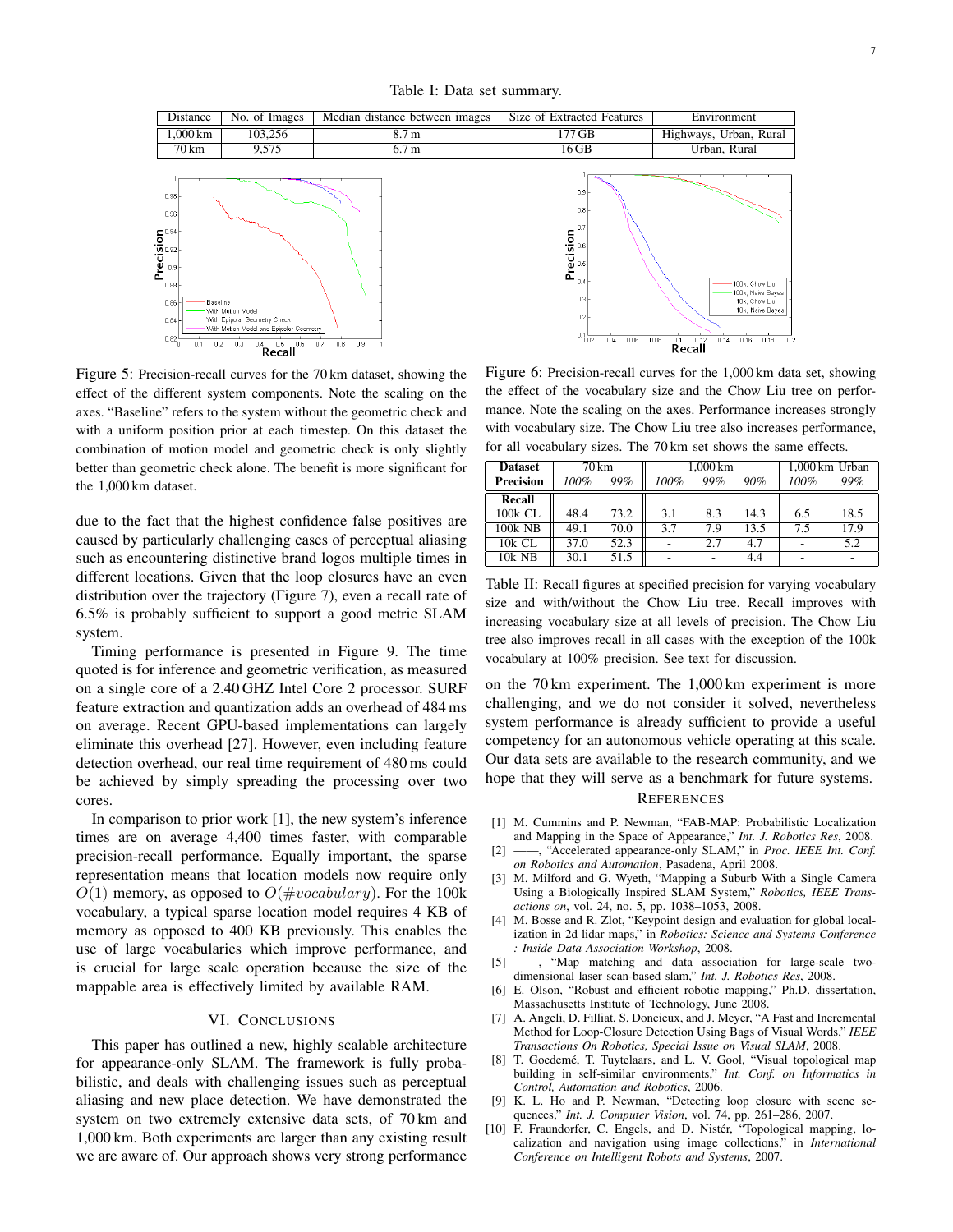Table I: Data set summary.

| Distance | No. of Images | Median distance between images | Size of Extracted Features | Environment |
|---|---|---|---|---|
| 1,000 km | 103,256 | 8.7 m | 177 GB | Highways, Urban, Rural |
| 70 km | 9,575 | 6.7 m | 16 GB | Urban, Rural |

Figure 5: Precision-recall curves for the 70 km dataset, showing the effect of the different system components. Note the scaling on the axes. "Baseline" refers to the system without the geometric check and with a uniform position prior at each timestep. On this dataset the combination of motion model and geometric check is only slightly better than geometric check alone. The benefit is more significant for the 1,000 km dataset.

Figure 6: Precision-recall curves for the 1,000 km data set, showing the effect of the vocabulary size and the Chow Liu tree on performance. Note the scaling on the axes. Performance increases strongly with vocabulary size. The Chow Liu tree also increases performance, for all vocabulary sizes. The 70 km set shows the same effects.

due to the fact that the highest confidence false positives are caused by particularly challenging cases of perceptual aliasing such as encountering distinctive brand logos multiple times in different locations. Given that the loop closures have an even distribution over the trajectory (Figure 7), even a recall rate of 6.5% is probably sufficient to support a good metric SLAM system.

Timing performance is presented in Figure 9. The time quoted is for inference and geometric verification, as measured on a single core of a 2.40 GHZ Intel Core 2 processor. SURF feature extraction and quantization adds an overhead of 484 ms on average. Recent GPU-based implementations can largely eliminate this overhead [27]. However, even including feature detection overhead, our real time requirement of 480 ms could be achieved by simply spreading the processing over two cores.

In comparison to prior work [1], the new system's inference times are on average 4,400 times faster, with comparable precision-recall performance. Equally important, the sparse representation means that location models now require only $O(1)$ memory, as opposed to $O(\#vocabulary)$. For the 100k vocabulary, a typical sparse location model requires 4 KB of memory as opposed to 400 KB previously. This enables the use of large vocabularies which improve performance, and is crucial for large scale operation because the size of the mappable area is effectively limited by available RAM.

## VI. Conclusions

This paper has outlined a new, highly scalable architecture for appearance-only SLAM. The framework is fully probabilistic, and deals with challenging issues such as perceptual aliasing and new place detection. We have demonstrated the system on two extremely extensive data sets, of 70 km and 1,000 km. Both experiments are larger than any existing result we are aware of. Our approach shows very strong performance

| Dataset | 70 km | | 1,000 km | | | 1,000 km Urban | |
|---|---|---|---|---|---|---|---|
| **Precision** | *100%* | *99%* | *100%* | *99%* | *90%* | *100%* | *99%* |
| **Recall** | | | | | | | |
| 100k CL | 48.4 | 73.2 | 3.1 | 8.3 | 14.3 | 6.5 | 18.5 |
| 100k NB | 49.1 | 70.0 | 3.7 | 7.9 | 13.5 | 7.5 | 17.9 |
| 10k CL | 37.0 | 52.3 | - | 2.7 | 4.7 | - | 5.2 |
| 10k NB | 30.1 | 51.5 | - | - | 4.4 | - | - |

Table II: Recall figures at specified precision for varying vocabulary size and with/without the Chow Liu tree. Recall improves with increasing vocabulary size at all levels of precision. The Chow Liu tree also improves recall in all cases with the exception of the 100k vocabulary at 100% precision. See text for discussion.

on the 70 km experiment. The 1,000 km experiment is more challenging, and we do not consider it solved, nevertheless system performance is already sufficient to provide a useful competency for an autonomous vehicle operating at this scale. Our data sets are available to the research community, and we hope that they will serve as a benchmark for future systems.

## References

[1] M. Cummins and P. Newman, "FAB-MAP: Probabilistic Localization and Mapping in the Space of Appearance," *Int. J. Robotics Res*, 2008.

[2] ——, "Accelerated appearance-only SLAM," in *Proc. IEEE Int. Conf. on Robotics and Automation*, Pasadena, April 2008.

[3] M. Milford and G. Wyeth, "Mapping a Suburb With a Single Camera Using a Biologically Inspired SLAM System," *Robotics, IEEE Transactions on*, vol. 24, no. 5, pp. 1038–1053, 2008.

[4] M. Bosse and R. Zlot, "Keypoint design and evaluation for global localization in 2d lidar maps," in *Robotics: Science and Systems Conference : Inside Data Association Workshop*, 2008.

[5] ——, "Map matching and data association for large-scale two-dimensional laser scan-based slam," *Int. J. Robotics Res*, 2008.

[6] E. Olson, "Robust and efficient robotic mapping," Ph.D. dissertation, Massachusetts Institute of Technology, June 2008.

[7] A. Angeli, D. Filliat, S. Doncieux, and J. Meyer, "A Fast and Incremental Method for Loop-Closure Detection Using Bags of Visual Words," *IEEE Transactions On Robotics, Special Issue on Visual SLAM*, 2008.

[8] T. Goedemé, T. Tuytelaars, and L. V. Gool, "Visual topological map building in self-similar environments," *Int. Conf. on Informatics in Control, Automation and Robotics*, 2006.

[9] K. L. Ho and P. Newman, "Detecting loop closure with scene sequences," *Int. J. Computer Vision*, vol. 74, pp. 261–286, 2007.

[10] F. Fraundorfer, C. Engels, and D. Nistér, "Topological mapping, localization and navigation using image collections," in *International Conference on Intelligent Robots and Systems*, 2007.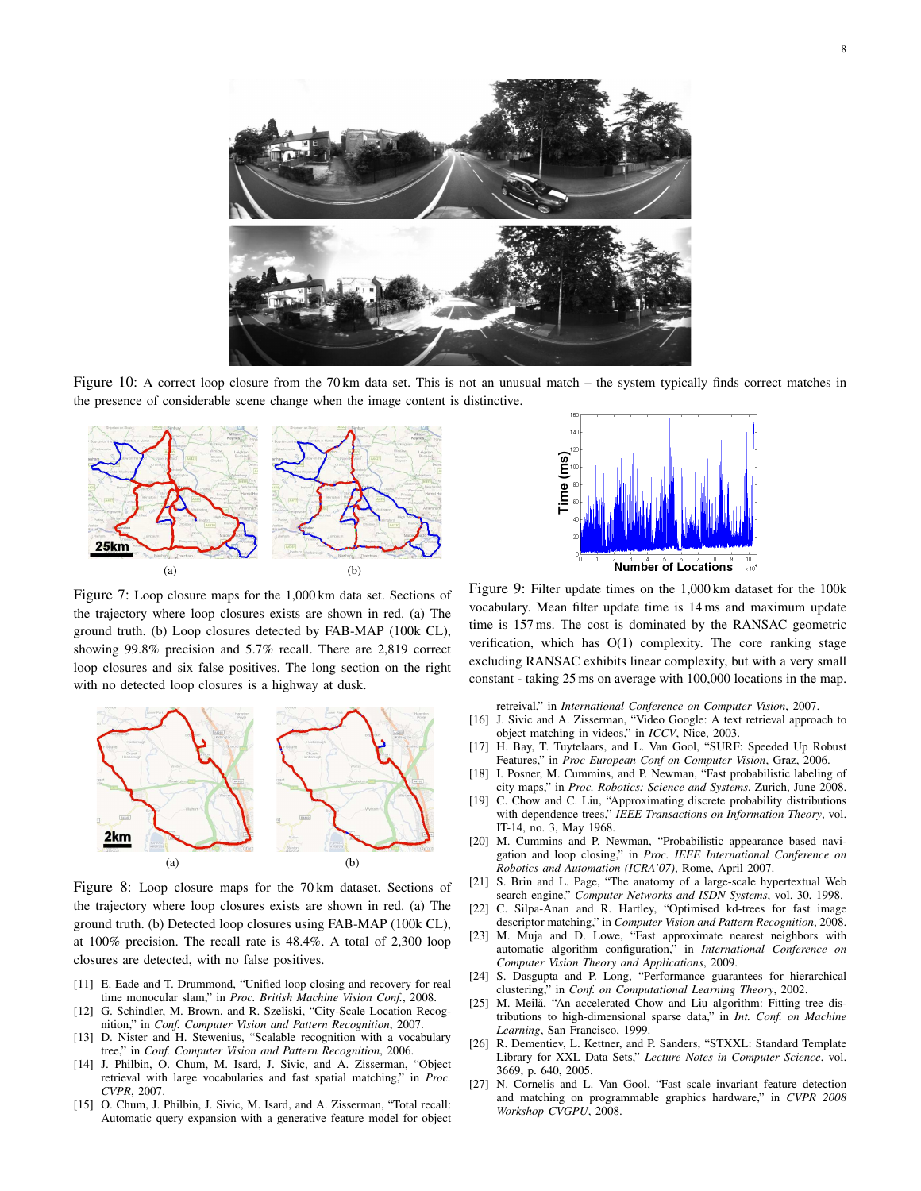Figure 10: A correct loop closure from the 70 km data set. This is not an unusual match – the system typically finds correct matches in the presence of considerable scene change when the image content is distinctive.

25km

(a) (b)

Figure 7: Loop closure maps for the 1,000 km data set. Sections of the trajectory where loop closures exists are shown in red. (a) The ground truth. (b) Loop closures detected by FAB-MAP (100k CL), showing 99.8% precision and 5.7% recall. There are 2,819 correct loop closures and six false positives. The long section on the right with no detected loop closures is a highway at dusk.

2km

(a) (b)

Figure 8: Loop closure maps for the 70 km dataset. Sections of the trajectory where loop closures exists are shown in red. (a) The ground truth. (b) Detected loop closures using FAB-MAP (100k CL), at 100% precision. The recall rate is 48.4%. A total of 2,300 loop closures are detected, with no false positives.

Time (ms)

Number of Locations

Figure 9: Filter update times on the 1,000 km dataset for the 100k vocabulary. Mean filter update time is 14 ms and maximum update time is 157 ms. The cost is dominated by the RANSAC geometric verification, which has O(1) complexity. The core ranking stage excluding RANSAC exhibits linear complexity, but with a very small constant - taking 25 ms on average with 100,000 locations in the map.

[11] E. Eade and T. Drummond, "Unified loop closing and recovery for real time monocular slam," in *Proc. British Machine Vision Conf.*, 2008.

[12] G. Schindler, M. Brown, and R. Szeliski, "City-Scale Location Recognition," in *Conf. Computer Vision and Pattern Recognition*, 2007.

[13] D. Nister and H. Stewenius, "Scalable recognition with a vocabulary tree," in *Conf. Computer Vision and Pattern Recognition*, 2006.

[14] J. Philbin, O. Chum, M. Isard, J. Sivic, and A. Zisserman, "Object retrieval with large vocabularies and fast spatial matching," in *Proc. CVPR*, 2007.

[15] O. Chum, J. Philbin, J. Sivic, M. Isard, and A. Zisserman, "Total recall: Automatic query expansion with a generative feature model for object retreival," in *International Conference on Computer Vision*, 2007.

[16] J. Sivic and A. Zisserman, "Video Google: A text retrieval approach to object matching in videos," in *ICCV*, Nice, 2003.

[17] H. Bay, T. Tuytelaars, and L. Van Gool, "SURF: Speeded Up Robust Features," in *Proc European Conf on Computer Vision*, Graz, 2006.

[18] I. Posner, M. Cummins, and P. Newman, "Fast probabilistic labeling of city maps," in *Proc. Robotics: Science and Systems*, Zurich, June 2008.

[19] C. Chow and C. Liu, "Approximating discrete probability distributions with dependence trees," *IEEE Transactions on Information Theory*, vol. IT-14, no. 3, May 1968.

[20] M. Cummins and P. Newman, "Probabilistic appearance based navigation and loop closing," in *Proc. IEEE International Conference on Robotics and Automation (ICRA'07)*, Rome, April 2007.

[21] S. Brin and L. Page, "The anatomy of a large-scale hypertextual Web search engine," *Computer Networks and ISDN Systems*, vol. 30, 1998.

[22] C. Silpa-Anan and R. Hartley, "Optimised kd-trees for fast image descriptor matching," in *Computer Vision and Pattern Recognition*, 2008.

[23] M. Muja and D. Lowe, "Fast approximate nearest neighbors with automatic algorithm configuration," in *International Conference on Computer Vision Theory and Applications*, 2009.

[24] S. Dasgupta and P. Long, "Performance guarantees for hierarchical clustering," in *Conf. on Computational Learning Theory*, 2002.

[25] M. Meilă, "An accelerated Chow and Liu algorithm: Fitting tree distributions to high-dimensional sparse data," in *Int. Conf. on Machine Learning*, San Francisco, 1999.

[26] R. Dementiev, L. Kettner, and P. Sanders, "STXXL: Standard Template Library for XXL Data Sets," *Lecture Notes in Computer Science*, vol. 3669, p. 640, 2005.

[27] N. Cornelis and L. Van Gool, "Fast scale invariant feature detection and matching on programmable graphics hardware," in *CVPR 2008 Workshop CVGPU*, 2008.